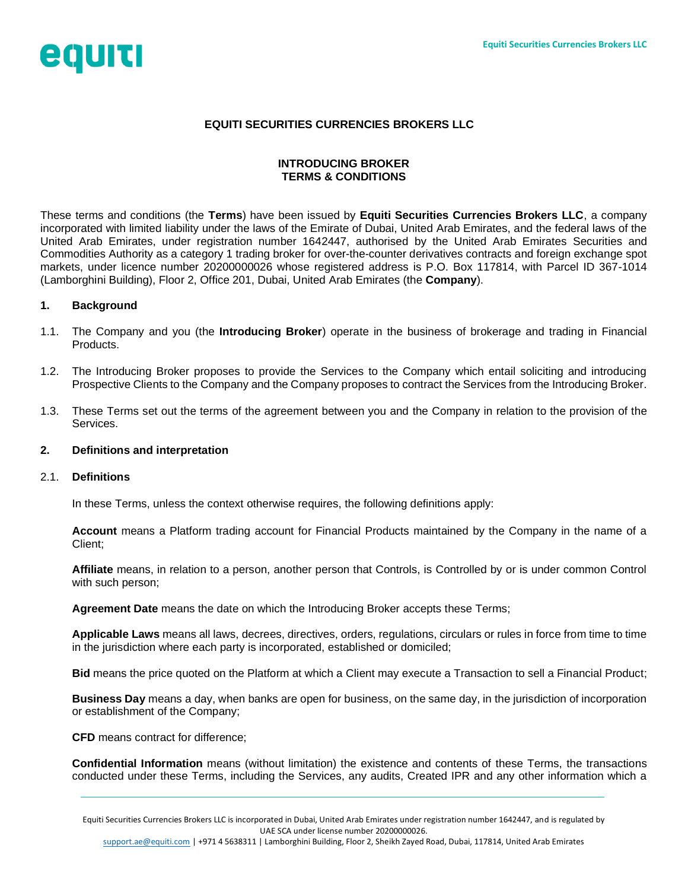# EQUITI SECURITIES CURRENCIES BROKERS LLC

## INTRODUCING BROKER TERMS & CONDITIONS

These terms and conditions (the **Terms**) have been issued by **Equiti Securities Currencies Brokers LLC**, a company incorporated with limited liability under the laws of the Emirate of Dubai, United Arab Emirates, and the federal laws of the United Arab Emirates, under registration number 1642447, authorised by the United Arab Emirates Securities and Commodities Authority as a category 1 trading broker for over-the-counter derivatives contracts and foreign exchange spot markets, under licence number 20200000026 whose registered address is P.O. Box 117814, with Parcel ID 367-1014 (Lamborghini Building), Floor 2, Office 201, Dubai, United Arab Emirates (the **Company**).

### 1. Background

1.1. The Company and you (the **Introducing Broker**) operate in the business of brokerage and trading in Financial Products.

1.2. The Introducing Broker proposes to provide the Services to the Company which entail soliciting and introducing Prospective Clients to the Company and the Company proposes to contract the Services from the Introducing Broker.

1.3. These Terms set out the terms of the agreement between you and the Company in relation to the provision of the Services.

### 2. Definitions and interpretation

2.1. **Definitions**

In these Terms, unless the context otherwise requires, the following definitions apply:

**Account** means a Platform trading account for Financial Products maintained by the Company in the name of a Client;

**Affiliate** means, in relation to a person, another person that Controls, is Controlled by or is under common Control with such person;

**Agreement Date** means the date on which the Introducing Broker accepts these Terms;

**Applicable Laws** means all laws, decrees, directives, orders, regulations, circulars or rules in force from time to time in the jurisdiction where each party is incorporated, established or domiciled;

**Bid** means the price quoted on the Platform at which a Client may execute a Transaction to sell a Financial Product;

**Business Day** means a day, when banks are open for business, on the same day, in the jurisdiction of incorporation or establishment of the Company;

**CFD** means contract for difference;

**Confidential Information** means (without limitation) the existence and contents of these Terms, the transactions conducted under these Terms, including the Services, any audits, Created IPR and any other information which a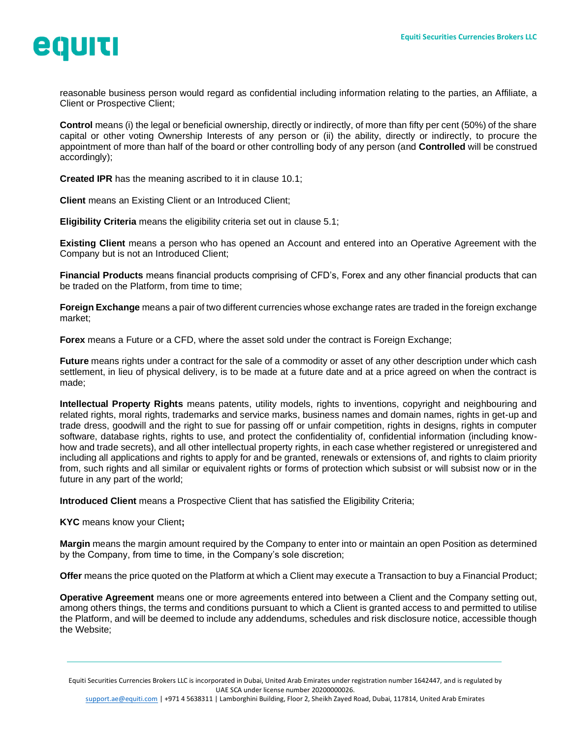reasonable business person would regard as confidential including information relating to the parties, an Affiliate, a Client or Prospective Client;

**Control** means (i) the legal or beneficial ownership, directly or indirectly, of more than fifty per cent (50%) of the share capital or other voting Ownership Interests of any person or (ii) the ability, directly or indirectly, to procure the appointment of more than half of the board or other controlling body of any person (and **Controlled** will be construed accordingly);

**Created IPR** has the meaning ascribed to it in clause 10.1;

**Client** means an Existing Client or an Introduced Client;

**Eligibility Criteria** means the eligibility criteria set out in clause 5.1;

**Existing Client** means a person who has opened an Account and entered into an Operative Agreement with the Company but is not an Introduced Client;

**Financial Products** means financial products comprising of CFD's, Forex and any other financial products that can be traded on the Platform, from time to time;

**Foreign Exchange** means a pair of two different currencies whose exchange rates are traded in the foreign exchange market;

**Forex** means a Future or a CFD, where the asset sold under the contract is Foreign Exchange;

**Future** means rights under a contract for the sale of a commodity or asset of any other description under which cash settlement, in lieu of physical delivery, is to be made at a future date and at a price agreed on when the contract is made;

**Intellectual Property Rights** means patents, utility models, rights to inventions, copyright and neighbouring and related rights, moral rights, trademarks and service marks, business names and domain names, rights in get-up and trade dress, goodwill and the right to sue for passing off or unfair competition, rights in designs, rights in computer software, database rights, rights to use, and protect the confidentiality of, confidential information (including know-how and trade secrets), and all other intellectual property rights, in each case whether registered or unregistered and including all applications and rights to apply for and be granted, renewals or extensions of, and rights to claim priority from, such rights and all similar or equivalent rights or forms of protection which subsist or will subsist now or in the future in any part of the world;

**Introduced Client** means a Prospective Client that has satisfied the Eligibility Criteria;

**KYC** means know your Client**;**

**Margin** means the margin amount required by the Company to enter into or maintain an open Position as determined by the Company, from time to time, in the Company's sole discretion;

**Offer** means the price quoted on the Platform at which a Client may execute a Transaction to buy a Financial Product;

**Operative Agreement** means one or more agreements entered into between a Client and the Company setting out, among others things, the terms and conditions pursuant to which a Client is granted access to and permitted to utilise the Platform, and will be deemed to include any addendums, schedules and risk disclosure notice, accessible though the Website;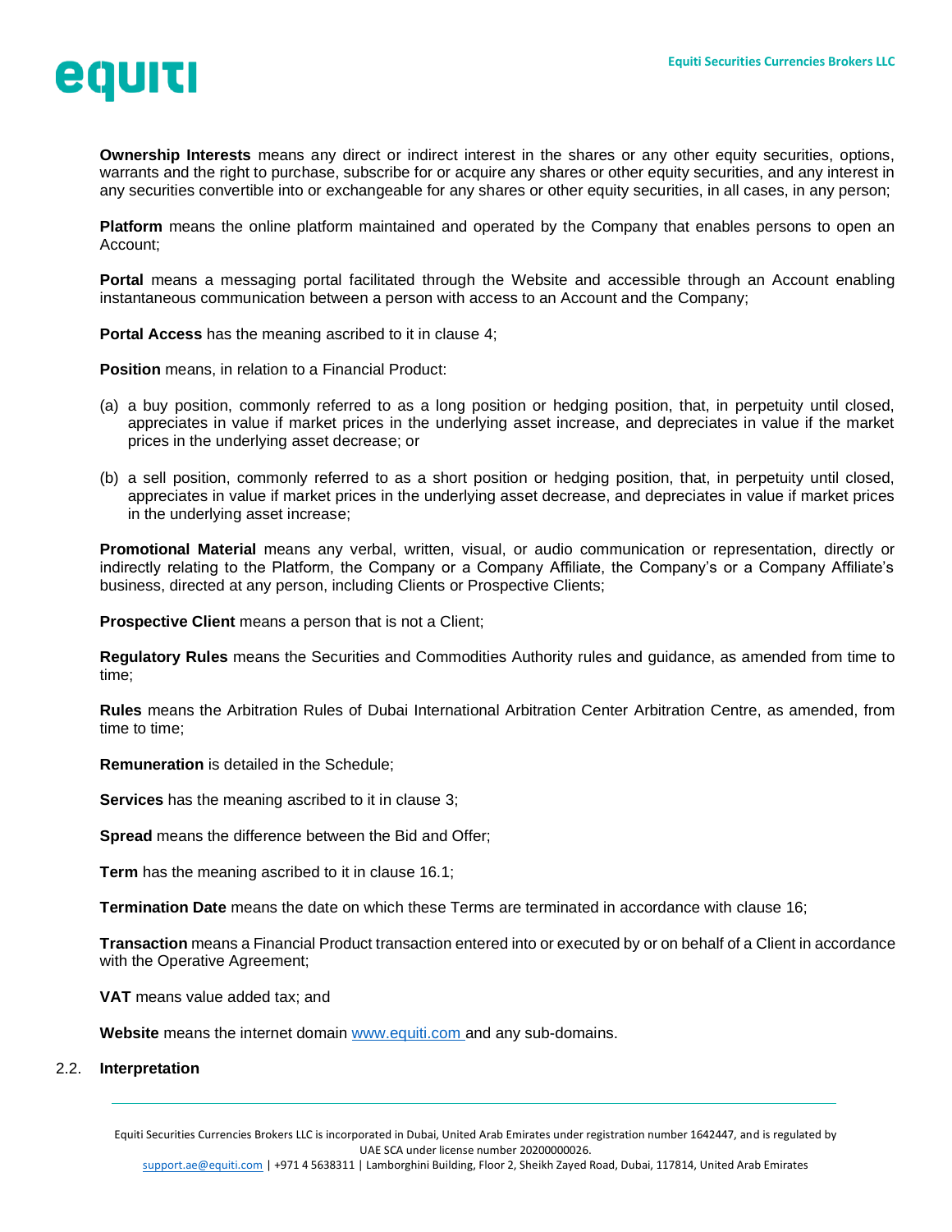**Ownership Interests** means any direct or indirect interest in the shares or any other equity securities, options, warrants and the right to purchase, subscribe for or acquire any shares or other equity securities, and any interest in any securities convertible into or exchangeable for any shares or other equity securities, in all cases, in any person;

**Platform** means the online platform maintained and operated by the Company that enables persons to open an Account;

**Portal** means a messaging portal facilitated through the Website and accessible through an Account enabling instantaneous communication between a person with access to an Account and the Company;

**Portal Access** has the meaning ascribed to it in clause 4;

**Position** means, in relation to a Financial Product:

(a) a buy position, commonly referred to as a long position or hedging position, that, in perpetuity until closed, appreciates in value if market prices in the underlying asset increase, and depreciates in value if the market prices in the underlying asset decrease; or

(b) a sell position, commonly referred to as a short position or hedging position, that, in perpetuity until closed, appreciates in value if market prices in the underlying asset decrease, and depreciates in value if market prices in the underlying asset increase;

**Promotional Material** means any verbal, written, visual, or audio communication or representation, directly or indirectly relating to the Platform, the Company or a Company Affiliate, the Company's or a Company Affiliate's business, directed at any person, including Clients or Prospective Clients;

**Prospective Client** means a person that is not a Client;

**Regulatory Rules** means the Securities and Commodities Authority rules and guidance, as amended from time to time;

**Rules** means the Arbitration Rules of Dubai International Arbitration Center Arbitration Centre, as amended, from time to time;

**Remuneration** is detailed in the Schedule;

**Services** has the meaning ascribed to it in clause 3;

**Spread** means the difference between the Bid and Offer;

**Term** has the meaning ascribed to it in clause 16.1;

**Termination Date** means the date on which these Terms are terminated in accordance with clause 16;

**Transaction** means a Financial Product transaction entered into or executed by or on behalf of a Client in accordance with the Operative Agreement;

**VAT** means value added tax; and

**Website** means the internet domain www.equiti.com and any sub-domains.

2.2. **Interpretation**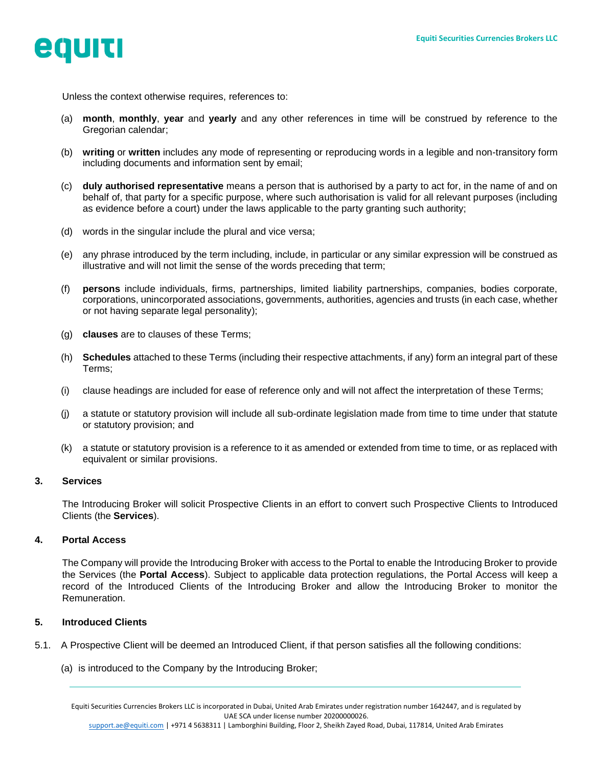Unless the context otherwise requires, references to:

(a) **month**, **monthly**, **year** and **yearly** and any other references in time will be construed by reference to the Gregorian calendar;

(b) **writing** or **written** includes any mode of representing or reproducing words in a legible and non-transitory form including documents and information sent by email;

(c) **duly authorised representative** means a person that is authorised by a party to act for, in the name of and on behalf of, that party for a specific purpose, where such authorisation is valid for all relevant purposes (including as evidence before a court) under the laws applicable to the party granting such authority;

(d) words in the singular include the plural and vice versa;

(e) any phrase introduced by the term including, include, in particular or any similar expression will be construed as illustrative and will not limit the sense of the words preceding that term;

(f) **persons** include individuals, firms, partnerships, limited liability partnerships, companies, bodies corporate, corporations, unincorporated associations, governments, authorities, agencies and trusts (in each case, whether or not having separate legal personality);

(g) **clauses** are to clauses of these Terms;

(h) **Schedules** attached to these Terms (including their respective attachments, if any) form an integral part of these Terms;

(i) clause headings are included for ease of reference only and will not affect the interpretation of these Terms;

(j) a statute or statutory provision will include all sub-ordinate legislation made from time to time under that statute or statutory provision; and

(k) a statute or statutory provision is a reference to it as amended or extended from time to time, or as replaced with equivalent or similar provisions.

## 3. Services

The Introducing Broker will solicit Prospective Clients in an effort to convert such Prospective Clients to Introduced Clients (the **Services**).

## 4. Portal Access

The Company will provide the Introducing Broker with access to the Portal to enable the Introducing Broker to provide the Services (the **Portal Access**). Subject to applicable data protection regulations, the Portal Access will keep a record of the Introduced Clients of the Introducing Broker and allow the Introducing Broker to monitor the Remuneration.

## 5. Introduced Clients

5.1. A Prospective Client will be deemed an Introduced Client, if that person satisfies all the following conditions:

(a) is introduced to the Company by the Introducing Broker;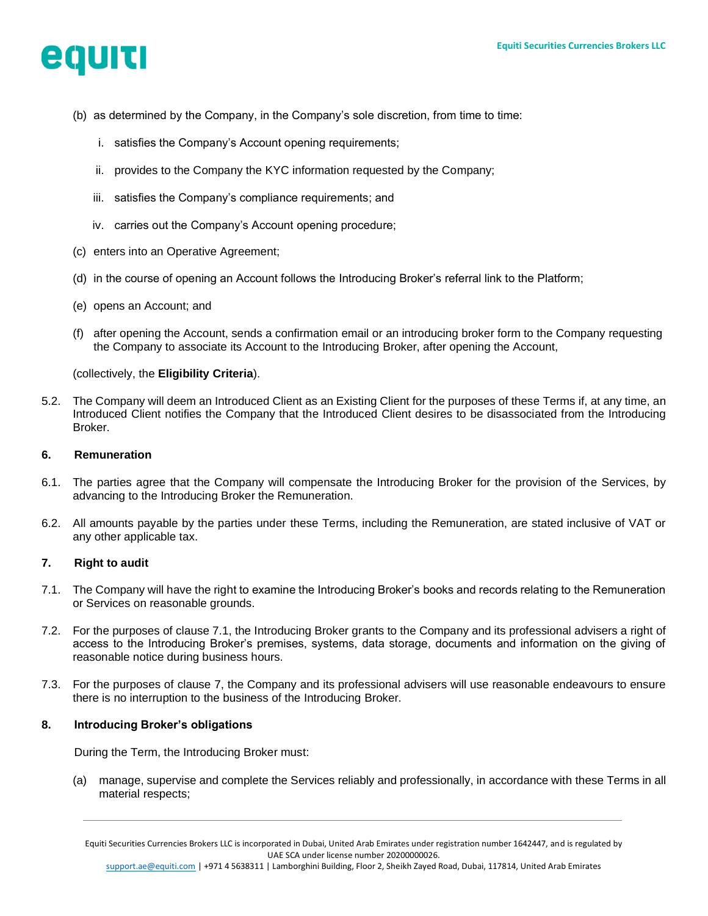(b) as determined by the Company, in the Company's sole discretion, from time to time:

   i. satisfies the Company's Account opening requirements;

   ii. provides to the Company the KYC information requested by the Company;

   iii. satisfies the Company's compliance requirements; and

   iv. carries out the Company's Account opening procedure;

(c) enters into an Operative Agreement;

(d) in the course of opening an Account follows the Introducing Broker's referral link to the Platform;

(e) opens an Account; and

(f) after opening the Account, sends a confirmation email or an introducing broker form to the Company requesting the Company to associate its Account to the Introducing Broker, after opening the Account,

(collectively, the **Eligibility Criteria**).

5.2. The Company will deem an Introduced Client as an Existing Client for the purposes of these Terms if, at any time, an Introduced Client notifies the Company that the Introduced Client desires to be disassociated from the Introducing Broker.

### 6. Remuneration

6.1. The parties agree that the Company will compensate the Introducing Broker for the provision of the Services, by advancing to the Introducing Broker the Remuneration.

6.2. All amounts payable by the parties under these Terms, including the Remuneration, are stated inclusive of VAT or any other applicable tax.

### 7. Right to audit

7.1. The Company will have the right to examine the Introducing Broker's books and records relating to the Remuneration or Services on reasonable grounds.

7.2. For the purposes of clause 7.1, the Introducing Broker grants to the Company and its professional advisers a right of access to the Introducing Broker's premises, systems, data storage, documents and information on the giving of reasonable notice during business hours.

7.3. For the purposes of clause 7, the Company and its professional advisers will use reasonable endeavours to ensure there is no interruption to the business of the Introducing Broker.

### 8. Introducing Broker's obligations

During the Term, the Introducing Broker must:

(a) manage, supervise and complete the Services reliably and professionally, in accordance with these Terms in all material respects;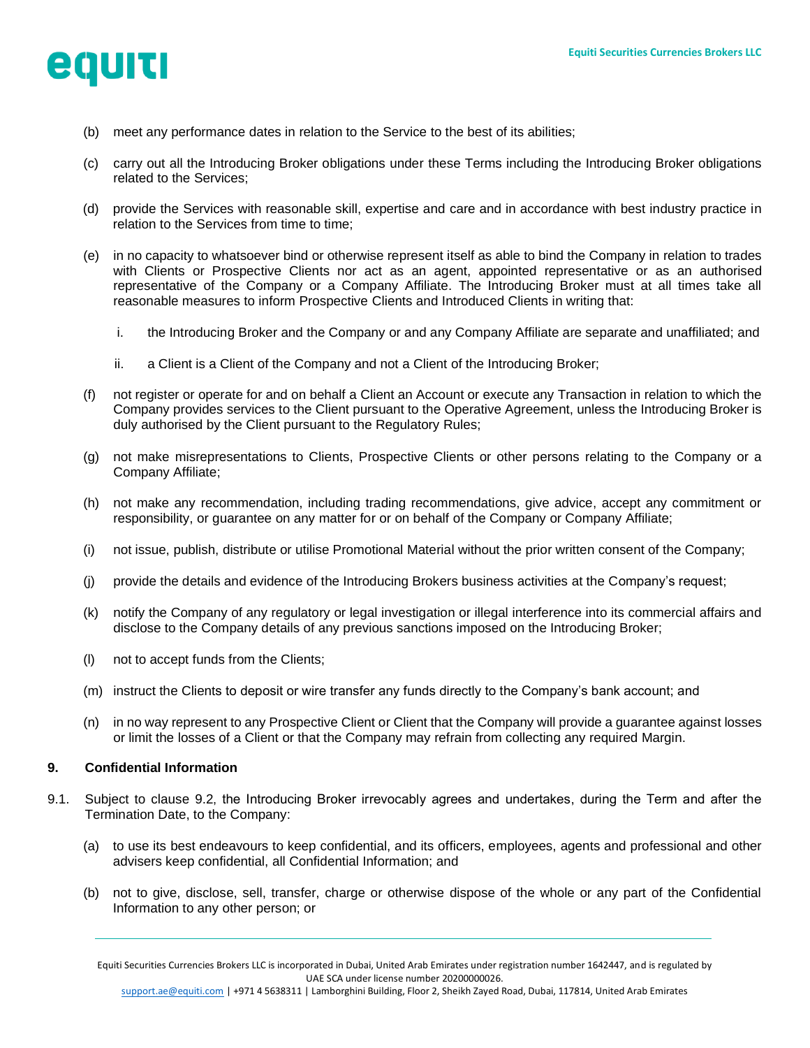(b) meet any performance dates in relation to the Service to the best of its abilities;

(c) carry out all the Introducing Broker obligations under these Terms including the Introducing Broker obligations related to the Services;

(d) provide the Services with reasonable skill, expertise and care and in accordance with best industry practice in relation to the Services from time to time;

(e) in no capacity to whatsoever bind or otherwise represent itself as able to bind the Company in relation to trades with Clients or Prospective Clients nor act as an agent, appointed representative or as an authorised representative of the Company or a Company Affiliate. The Introducing Broker must at all times take all reasonable measures to inform Prospective Clients and Introduced Clients in writing that:

   i. the Introducing Broker and the Company or and any Company Affiliate are separate and unaffiliated; and

   ii. a Client is a Client of the Company and not a Client of the Introducing Broker;

(f) not register or operate for and on behalf a Client an Account or execute any Transaction in relation to which the Company provides services to the Client pursuant to the Operative Agreement, unless the Introducing Broker is duly authorised by the Client pursuant to the Regulatory Rules;

(g) not make misrepresentations to Clients, Prospective Clients or other persons relating to the Company or a Company Affiliate;

(h) not make any recommendation, including trading recommendations, give advice, accept any commitment or responsibility, or guarantee on any matter for or on behalf of the Company or Company Affiliate;

(i) not issue, publish, distribute or utilise Promotional Material without the prior written consent of the Company;

(j) provide the details and evidence of the Introducing Brokers business activities at the Company's request;

(k) notify the Company of any regulatory or legal investigation or illegal interference into its commercial affairs and disclose to the Company details of any previous sanctions imposed on the Introducing Broker;

(l) not to accept funds from the Clients;

(m) instruct the Clients to deposit or wire transfer any funds directly to the Company's bank account; and

(n) in no way represent to any Prospective Client or Client that the Company will provide a guarantee against losses or limit the losses of a Client or that the Company may refrain from collecting any required Margin.

## 9. Confidential Information

9.1. Subject to clause 9.2, the Introducing Broker irrevocably agrees and undertakes, during the Term and after the Termination Date, to the Company:

(a) to use its best endeavours to keep confidential, and its officers, employees, agents and professional and other advisers keep confidential, all Confidential Information; and

(b) not to give, disclose, sell, transfer, charge or otherwise dispose of the whole or any part of the Confidential Information to any other person; or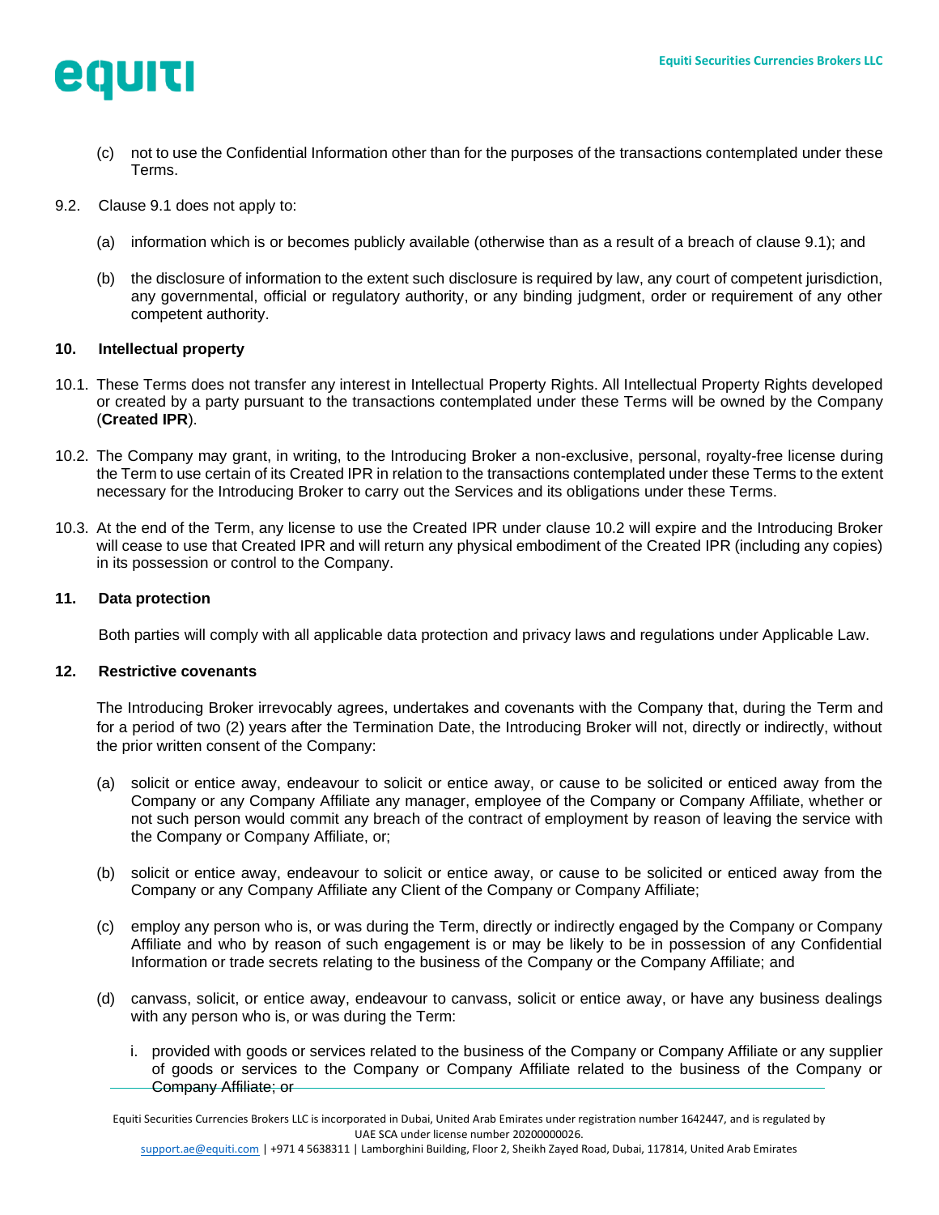(c) not to use the Confidential Information other than for the purposes of the transactions contemplated under these Terms.

9.2. Clause 9.1 does not apply to:

(a) information which is or becomes publicly available (otherwise than as a result of a breach of clause 9.1); and

(b) the disclosure of information to the extent such disclosure is required by law, any court of competent jurisdiction, any governmental, official or regulatory authority, or any binding judgment, order or requirement of any other competent authority.

## 10. Intellectual property

10.1. These Terms does not transfer any interest in Intellectual Property Rights. All Intellectual Property Rights developed or created by a party pursuant to the transactions contemplated under these Terms will be owned by the Company (**Created IPR**).

10.2. The Company may grant, in writing, to the Introducing Broker a non-exclusive, personal, royalty-free license during the Term to use certain of its Created IPR in relation to the transactions contemplated under these Terms to the extent necessary for the Introducing Broker to carry out the Services and its obligations under these Terms.

10.3. At the end of the Term, any license to use the Created IPR under clause 10.2 will expire and the Introducing Broker will cease to use that Created IPR and will return any physical embodiment of the Created IPR (including any copies) in its possession or control to the Company.

## 11. Data protection

Both parties will comply with all applicable data protection and privacy laws and regulations under Applicable Law.

## 12. Restrictive covenants

The Introducing Broker irrevocably agrees, undertakes and covenants with the Company that, during the Term and for a period of two (2) years after the Termination Date, the Introducing Broker will not, directly or indirectly, without the prior written consent of the Company:

(a) solicit or entice away, endeavour to solicit or entice away, or cause to be solicited or enticed away from the Company or any Company Affiliate any manager, employee of the Company or Company Affiliate, whether or not such person would commit any breach of the contract of employment by reason of leaving the service with the Company or Company Affiliate, or;

(b) solicit or entice away, endeavour to solicit or entice away, or cause to be solicited or enticed away from the Company or any Company Affiliate any Client of the Company or Company Affiliate;

(c) employ any person who is, or was during the Term, directly or indirectly engaged by the Company or Company Affiliate and who by reason of such engagement is or may be likely to be in possession of any Confidential Information or trade secrets relating to the business of the Company or the Company Affiliate; and

(d) canvass, solicit, or entice away, endeavour to canvass, solicit or entice away, or have any business dealings with any person who is, or was during the Term:

i. provided with goods or services related to the business of the Company or Company Affiliate or any supplier of goods or services to the Company or Company Affiliate related to the business of the Company or Company Affiliate; or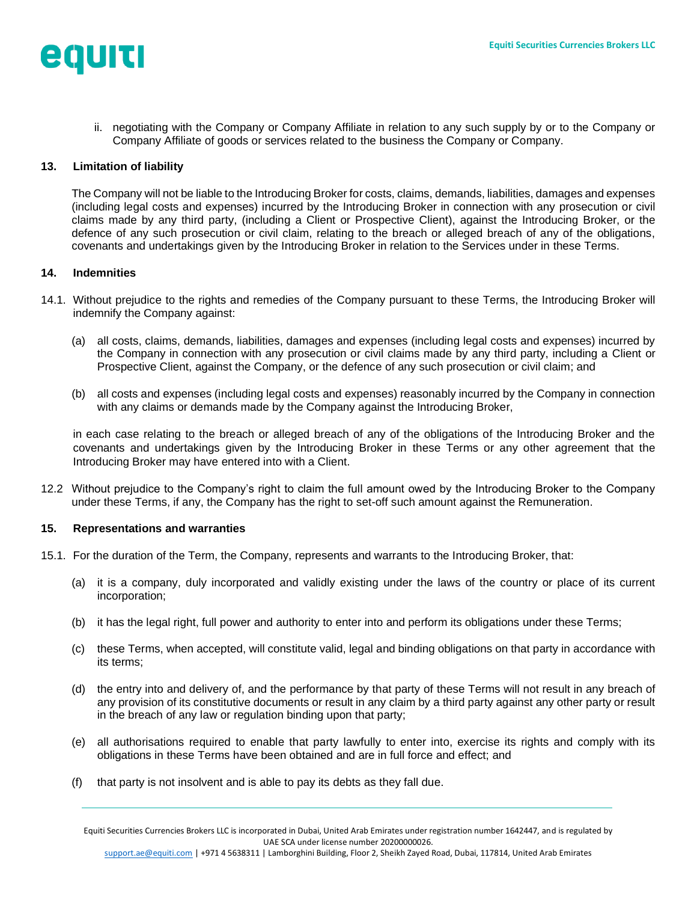ii. negotiating with the Company or Company Affiliate in relation to any such supply by or to the Company or Company Affiliate of goods or services related to the business the Company or Company.

## 13. Limitation of liability

The Company will not be liable to the Introducing Broker for costs, claims, demands, liabilities, damages and expenses (including legal costs and expenses) incurred by the Introducing Broker in connection with any prosecution or civil claims made by any third party, (including a Client or Prospective Client), against the Introducing Broker, or the defence of any such prosecution or civil claim, relating to the breach or alleged breach of any of the obligations, covenants and undertakings given by the Introducing Broker in relation to the Services under in these Terms.

## 14. Indemnities

14.1. Without prejudice to the rights and remedies of the Company pursuant to these Terms, the Introducing Broker will indemnify the Company against:

(a) all costs, claims, demands, liabilities, damages and expenses (including legal costs and expenses) incurred by the Company in connection with any prosecution or civil claims made by any third party, including a Client or Prospective Client, against the Company, or the defence of any such prosecution or civil claim; and

(b) all costs and expenses (including legal costs and expenses) reasonably incurred by the Company in connection with any claims or demands made by the Company against the Introducing Broker,

in each case relating to the breach or alleged breach of any of the obligations of the Introducing Broker and the covenants and undertakings given by the Introducing Broker in these Terms or any other agreement that the Introducing Broker may have entered into with a Client.

12.2 Without prejudice to the Company's right to claim the full amount owed by the Introducing Broker to the Company under these Terms, if any, the Company has the right to set-off such amount against the Remuneration.

## 15. Representations and warranties

15.1. For the duration of the Term, the Company, represents and warrants to the Introducing Broker, that:

(a) it is a company, duly incorporated and validly existing under the laws of the country or place of its current incorporation;

(b) it has the legal right, full power and authority to enter into and perform its obligations under these Terms;

(c) these Terms, when accepted, will constitute valid, legal and binding obligations on that party in accordance with its terms;

(d) the entry into and delivery of, and the performance by that party of these Terms will not result in any breach of any provision of its constitutive documents or result in any claim by a third party against any other party or result in the breach of any law or regulation binding upon that party;

(e) all authorisations required to enable that party lawfully to enter into, exercise its rights and comply with its obligations in these Terms have been obtained and are in full force and effect; and

(f) that party is not insolvent and is able to pay its debts as they fall due.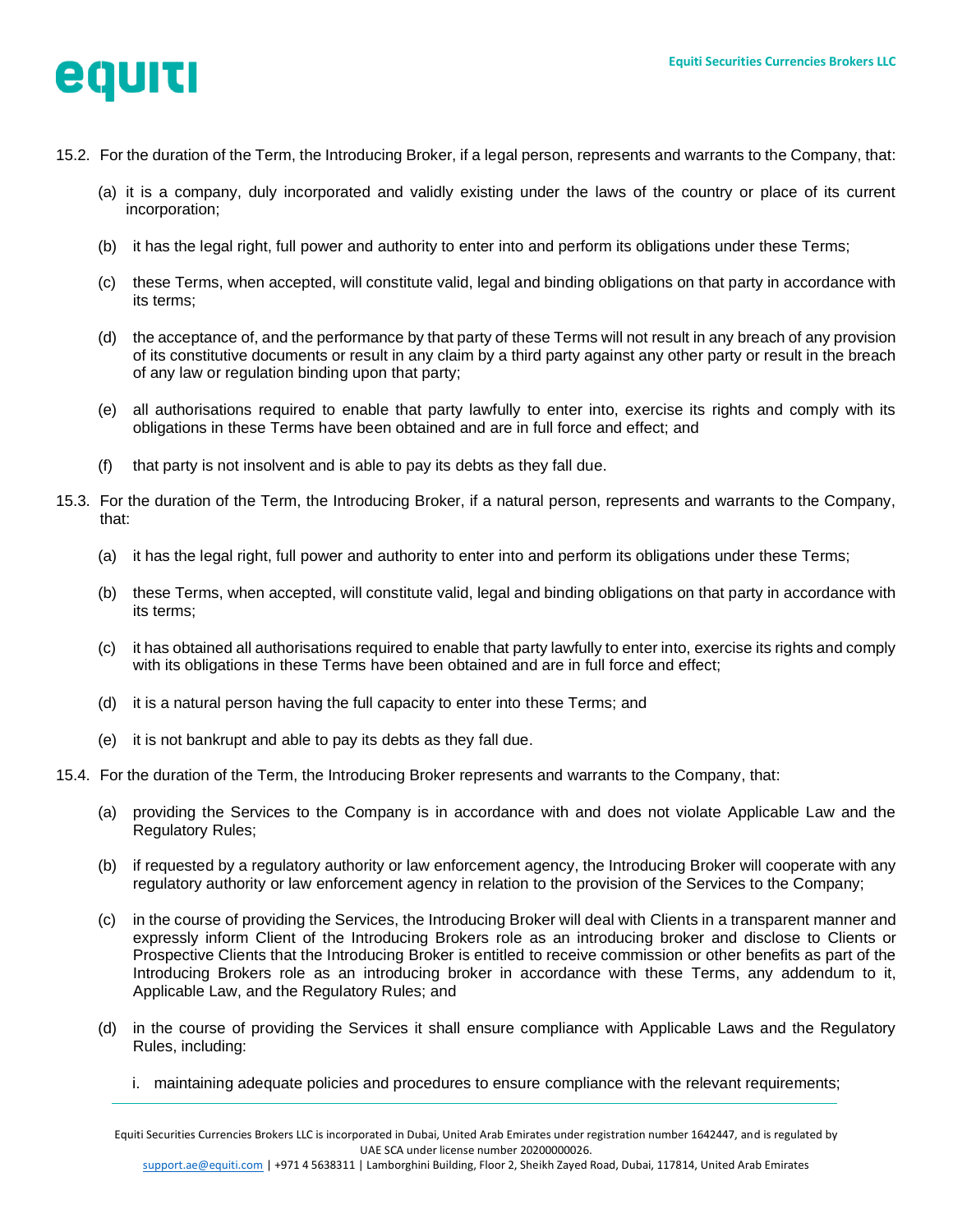15.2. For the duration of the Term, the Introducing Broker, if a legal person, represents and warrants to the Company, that:

(a) it is a company, duly incorporated and validly existing under the laws of the country or place of its current incorporation;

(b) it has the legal right, full power and authority to enter into and perform its obligations under these Terms;

(c) these Terms, when accepted, will constitute valid, legal and binding obligations on that party in accordance with its terms;

(d) the acceptance of, and the performance by that party of these Terms will not result in any breach of any provision of its constitutive documents or result in any claim by a third party against any other party or result in the breach of any law or regulation binding upon that party;

(e) all authorisations required to enable that party lawfully to enter into, exercise its rights and comply with its obligations in these Terms have been obtained and are in full force and effect; and

(f) that party is not insolvent and is able to pay its debts as they fall due.

15.3. For the duration of the Term, the Introducing Broker, if a natural person, represents and warrants to the Company, that:

(a) it has the legal right, full power and authority to enter into and perform its obligations under these Terms;

(b) these Terms, when accepted, will constitute valid, legal and binding obligations on that party in accordance with its terms;

(c) it has obtained all authorisations required to enable that party lawfully to enter into, exercise its rights and comply with its obligations in these Terms have been obtained and are in full force and effect;

(d) it is a natural person having the full capacity to enter into these Terms; and

(e) it is not bankrupt and able to pay its debts as they fall due.

15.4. For the duration of the Term, the Introducing Broker represents and warrants to the Company, that:

(a) providing the Services to the Company is in accordance with and does not violate Applicable Law and the Regulatory Rules;

(b) if requested by a regulatory authority or law enforcement agency, the Introducing Broker will cooperate with any regulatory authority or law enforcement agency in relation to the provision of the Services to the Company;

(c) in the course of providing the Services, the Introducing Broker will deal with Clients in a transparent manner and expressly inform Client of the Introducing Brokers role as an introducing broker and disclose to Clients or Prospective Clients that the Introducing Broker is entitled to receive commission or other benefits as part of the Introducing Brokers role as an introducing broker in accordance with these Terms, any addendum to it, Applicable Law, and the Regulatory Rules; and

(d) in the course of providing the Services it shall ensure compliance with Applicable Laws and the Regulatory Rules, including:

i. maintaining adequate policies and procedures to ensure compliance with the relevant requirements;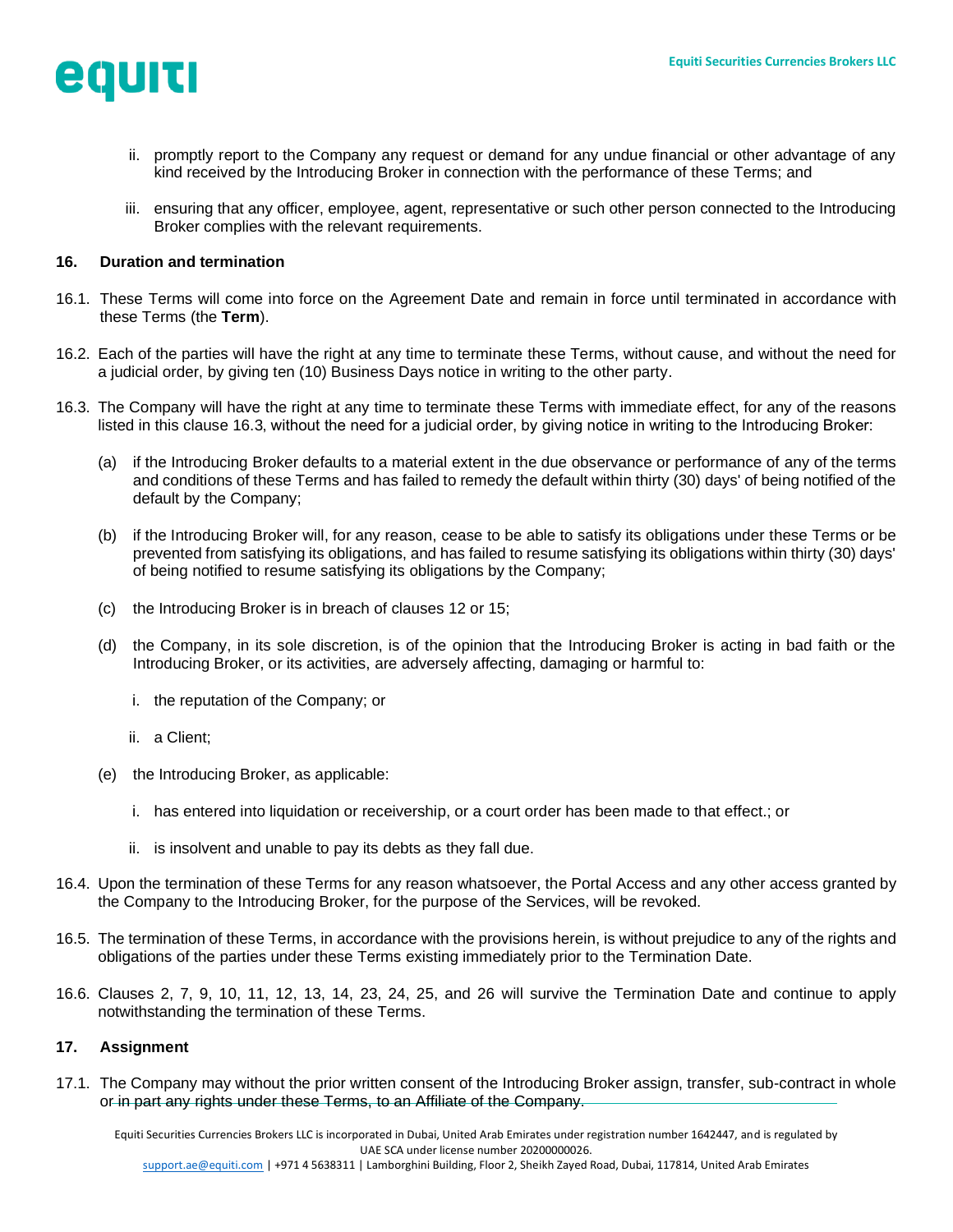ii. promptly report to the Company any request or demand for any undue financial or other advantage of any kind received by the Introducing Broker in connection with the performance of these Terms; and

iii. ensuring that any officer, employee, agent, representative or such other person connected to the Introducing Broker complies with the relevant requirements.

## 16. Duration and termination

16.1. These Terms will come into force on the Agreement Date and remain in force until terminated in accordance with these Terms (the **Term**).

16.2. Each of the parties will have the right at any time to terminate these Terms, without cause, and without the need for a judicial order, by giving ten (10) Business Days notice in writing to the other party.

16.3. The Company will have the right at any time to terminate these Terms with immediate effect, for any of the reasons listed in this clause 16.3, without the need for a judicial order, by giving notice in writing to the Introducing Broker:

(a) if the Introducing Broker defaults to a material extent in the due observance or performance of any of the terms and conditions of these Terms and has failed to remedy the default within thirty (30) days' of being notified of the default by the Company;

(b) if the Introducing Broker will, for any reason, cease to be able to satisfy its obligations under these Terms or be prevented from satisfying its obligations, and has failed to resume satisfying its obligations within thirty (30) days' of being notified to resume satisfying its obligations by the Company;

(c) the Introducing Broker is in breach of clauses 12 or 15;

(d) the Company, in its sole discretion, is of the opinion that the Introducing Broker is acting in bad faith or the Introducing Broker, or its activities, are adversely affecting, damaging or harmful to:

i. the reputation of the Company; or

ii. a Client;

(e) the Introducing Broker, as applicable:

i. has entered into liquidation or receivership, or a court order has been made to that effect.; or

ii. is insolvent and unable to pay its debts as they fall due.

16.4. Upon the termination of these Terms for any reason whatsoever, the Portal Access and any other access granted by the Company to the Introducing Broker, for the purpose of the Services, will be revoked.

16.5. The termination of these Terms, in accordance with the provisions herein, is without prejudice to any of the rights and obligations of the parties under these Terms existing immediately prior to the Termination Date.

16.6. Clauses 2, 7, 9, 10, 11, 12, 13, 14, 23, 24, 25, and 26 will survive the Termination Date and continue to apply notwithstanding the termination of these Terms.

## 17. Assignment

17.1. The Company may without the prior written consent of the Introducing Broker assign, transfer, sub-contract in whole or in part any rights under these Terms, to an Affiliate of the Company.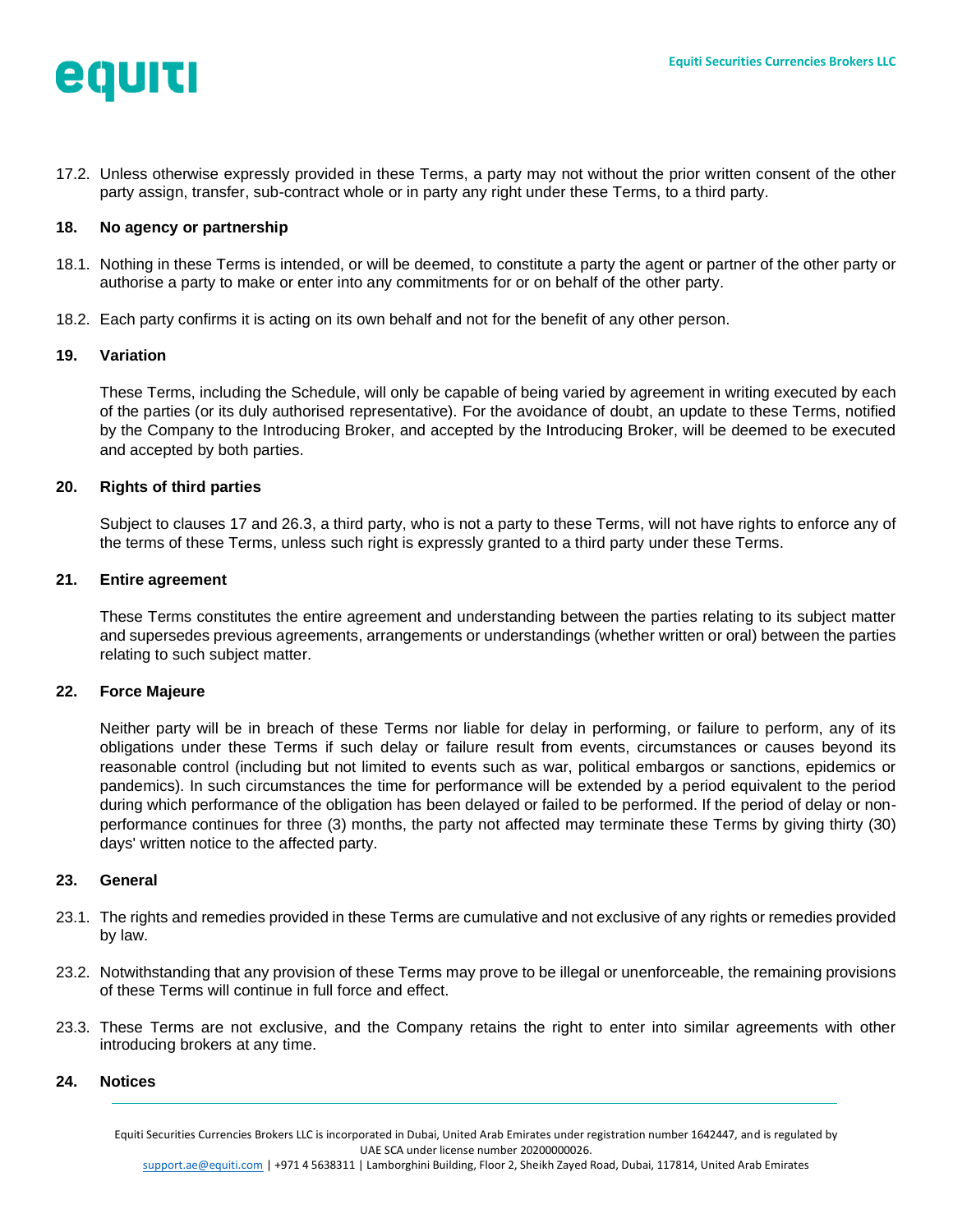17.2. Unless otherwise expressly provided in these Terms, a party may not without the prior written consent of the other party assign, transfer, sub-contract whole or in party any right under these Terms, to a third party.

## 18. No agency or partnership

18.1. Nothing in these Terms is intended, or will be deemed, to constitute a party the agent or partner of the other party or authorise a party to make or enter into any commitments for or on behalf of the other party.

18.2. Each party confirms it is acting on its own behalf and not for the benefit of any other person.

## 19. Variation

These Terms, including the Schedule, will only be capable of being varied by agreement in writing executed by each of the parties (or its duly authorised representative). For the avoidance of doubt, an update to these Terms, notified by the Company to the Introducing Broker, and accepted by the Introducing Broker, will be deemed to be executed and accepted by both parties.

## 20. Rights of third parties

Subject to clauses 17 and 26.3, a third party, who is not a party to these Terms, will not have rights to enforce any of the terms of these Terms, unless such right is expressly granted to a third party under these Terms.

## 21. Entire agreement

These Terms constitutes the entire agreement and understanding between the parties relating to its subject matter and supersedes previous agreements, arrangements or understandings (whether written or oral) between the parties relating to such subject matter.

## 22. Force Majeure

Neither party will be in breach of these Terms nor liable for delay in performing, or failure to perform, any of its obligations under these Terms if such delay or failure result from events, circumstances or causes beyond its reasonable control (including but not limited to events such as war, political embargos or sanctions, epidemics or pandemics). In such circumstances the time for performance will be extended by a period equivalent to the period during which performance of the obligation has been delayed or failed to be performed. If the period of delay or non-performance continues for three (3) months, the party not affected may terminate these Terms by giving thirty (30) days' written notice to the affected party.

## 23. General

23.1. The rights and remedies provided in these Terms are cumulative and not exclusive of any rights or remedies provided by law.

23.2. Notwithstanding that any provision of these Terms may prove to be illegal or unenforceable, the remaining provisions of these Terms will continue in full force and effect.

23.3. These Terms are not exclusive, and the Company retains the right to enter into similar agreements with other introducing brokers at any time.

## 24. Notices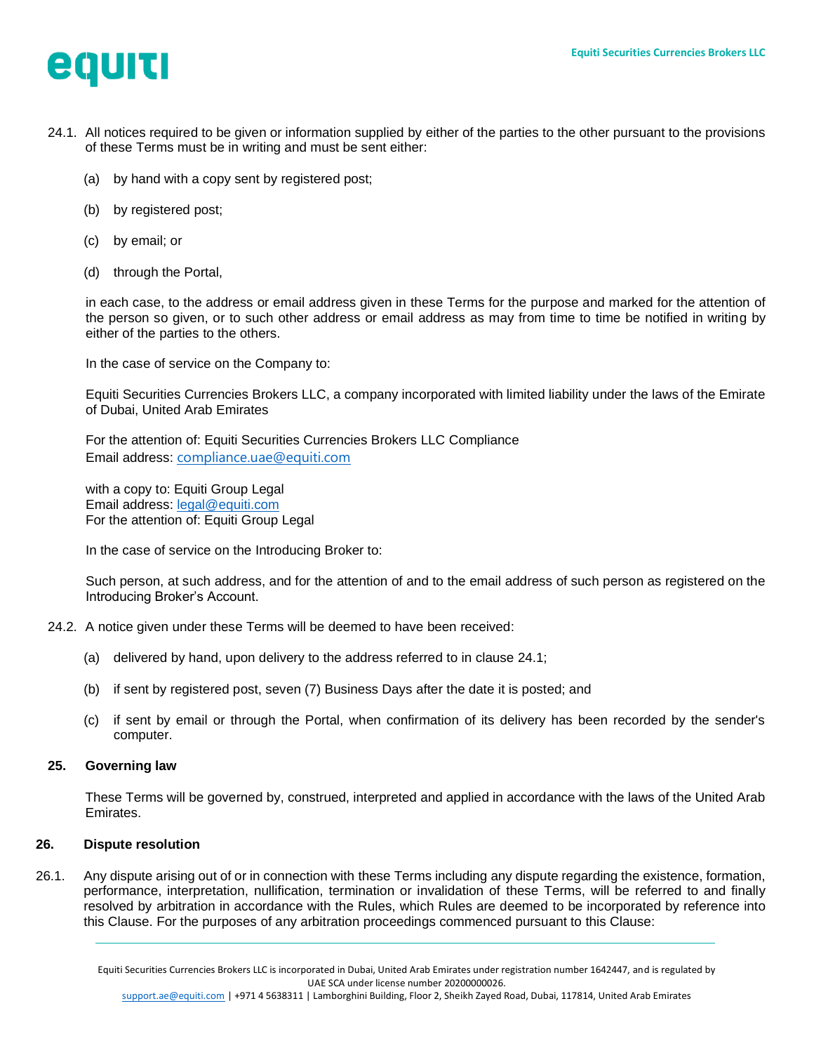24.1. All notices required to be given or information supplied by either of the parties to the other pursuant to the provisions of these Terms must be in writing and must be sent either:

(a) by hand with a copy sent by registered post;

(b) by registered post;

(c) by email; or

(d) through the Portal,

in each case, to the address or email address given in these Terms for the purpose and marked for the attention of the person so given, or to such other address or email address as may from time to time be notified in writing by either of the parties to the others.

In the case of service on the Company to:

Equiti Securities Currencies Brokers LLC, a company incorporated with limited liability under the laws of the Emirate of Dubai, United Arab Emirates

For the attention of: Equiti Securities Currencies Brokers LLC Compliance
Email address: compliance.uae@equiti.com

with a copy to: Equiti Group Legal
Email address: legal@equiti.com
For the attention of: Equiti Group Legal

In the case of service on the Introducing Broker to:

Such person, at such address, and for the attention of and to the email address of such person as registered on the Introducing Broker's Account.

24.2. A notice given under these Terms will be deemed to have been received:

(a) delivered by hand, upon delivery to the address referred to in clause 24.1;

(b) if sent by registered post, seven (7) Business Days after the date it is posted; and

(c) if sent by email or through the Portal, when confirmation of its delivery has been recorded by the sender's computer.

## 25. Governing law

These Terms will be governed by, construed, interpreted and applied in accordance with the laws of the United Arab Emirates.

## 26. Dispute resolution

26.1. Any dispute arising out of or in connection with these Terms including any dispute regarding the existence, formation, performance, interpretation, nullification, termination or invalidation of these Terms, will be referred to and finally resolved by arbitration in accordance with the Rules, which Rules are deemed to be incorporated by reference into this Clause. For the purposes of any arbitration proceedings commenced pursuant to this Clause: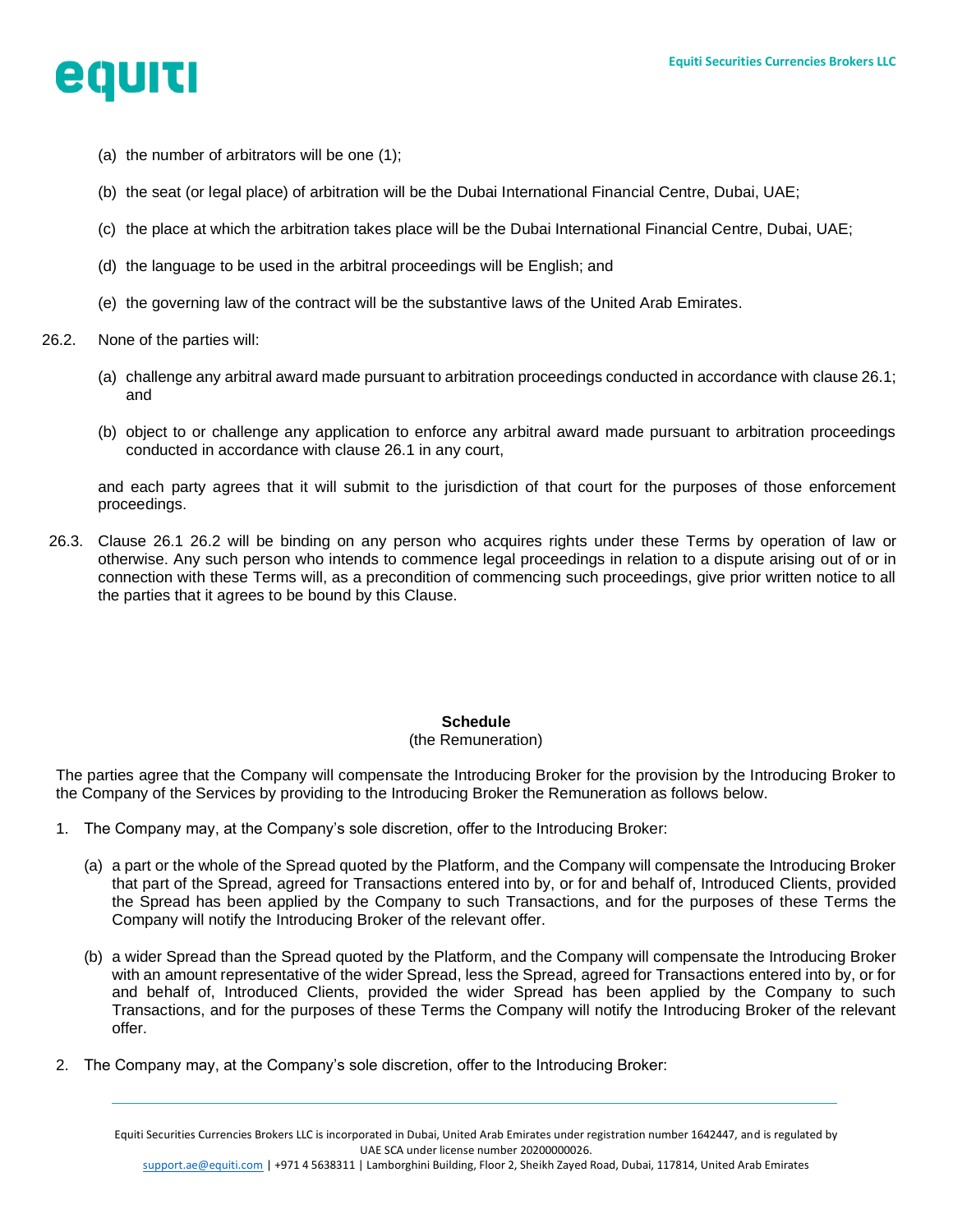(a) the number of arbitrators will be one (1);

(b) the seat (or legal place) of arbitration will be the Dubai International Financial Centre, Dubai, UAE;

(c) the place at which the arbitration takes place will be the Dubai International Financial Centre, Dubai, UAE;

(d) the language to be used in the arbitral proceedings will be English; and

(e) the governing law of the contract will be the substantive laws of the United Arab Emirates.

26.2. None of the parties will:

(a) challenge any arbitral award made pursuant to arbitration proceedings conducted in accordance with clause 26.1; and

(b) object to or challenge any application to enforce any arbitral award made pursuant to arbitration proceedings conducted in accordance with clause 26.1 in any court,

and each party agrees that it will submit to the jurisdiction of that court for the purposes of those enforcement proceedings.

26.3. Clause 26.1 26.2 will be binding on any person who acquires rights under these Terms by operation of law or otherwise. Any such person who intends to commence legal proceedings in relation to a dispute arising out of or in connection with these Terms will, as a precondition of commencing such proceedings, give prior written notice to all the parties that it agrees to be bound by this Clause.

## Schedule

(the Remuneration)

The parties agree that the Company will compensate the Introducing Broker for the provision by the Introducing Broker to the Company of the Services by providing to the Introducing Broker the Remuneration as follows below.

1. The Company may, at the Company's sole discretion, offer to the Introducing Broker:

   (a) a part or the whole of the Spread quoted by the Platform, and the Company will compensate the Introducing Broker that part of the Spread, agreed for Transactions entered into by, or for and behalf of, Introduced Clients, provided the Spread has been applied by the Company to such Transactions, and for the purposes of these Terms the Company will notify the Introducing Broker of the relevant offer.

   (b) a wider Spread than the Spread quoted by the Platform, and the Company will compensate the Introducing Broker with an amount representative of the wider Spread, less the Spread, agreed for Transactions entered into by, or for and behalf of, Introduced Clients, provided the wider Spread has been applied by the Company to such Transactions, and for the purposes of these Terms the Company will notify the Introducing Broker of the relevant offer.

2. The Company may, at the Company's sole discretion, offer to the Introducing Broker: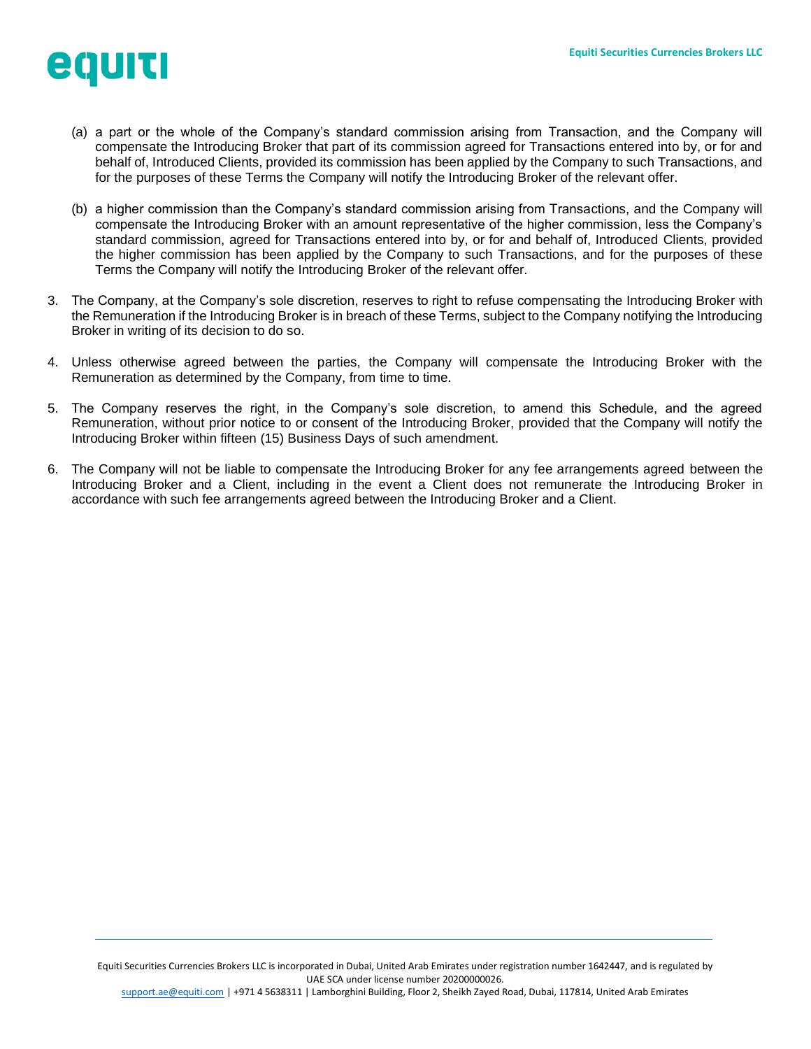(a) a part or the whole of the Company's standard commission arising from Transaction, and the Company will compensate the Introducing Broker that part of its commission agreed for Transactions entered into by, or for and behalf of, Introduced Clients, provided its commission has been applied by the Company to such Transactions, and for the purposes of these Terms the Company will notify the Introducing Broker of the relevant offer.

(b) a higher commission than the Company's standard commission arising from Transactions, and the Company will compensate the Introducing Broker with an amount representative of the higher commission, less the Company's standard commission, agreed for Transactions entered into by, or for and behalf of, Introduced Clients, provided the higher commission has been applied by the Company to such Transactions, and for the purposes of these Terms the Company will notify the Introducing Broker of the relevant offer.

3. The Company, at the Company's sole discretion, reserves to right to refuse compensating the Introducing Broker with the Remuneration if the Introducing Broker is in breach of these Terms, subject to the Company notifying the Introducing Broker in writing of its decision to do so.

4. Unless otherwise agreed between the parties, the Company will compensate the Introducing Broker with the Remuneration as determined by the Company, from time to time.

5. The Company reserves the right, in the Company's sole discretion, to amend this Schedule, and the agreed Remuneration, without prior notice to or consent of the Introducing Broker, provided that the Company will notify the Introducing Broker within fifteen (15) Business Days of such amendment.

6. The Company will not be liable to compensate the Introducing Broker for any fee arrangements agreed between the Introducing Broker and a Client, including in the event a Client does not remunerate the Introducing Broker in accordance with such fee arrangements agreed between the Introducing Broker and a Client.